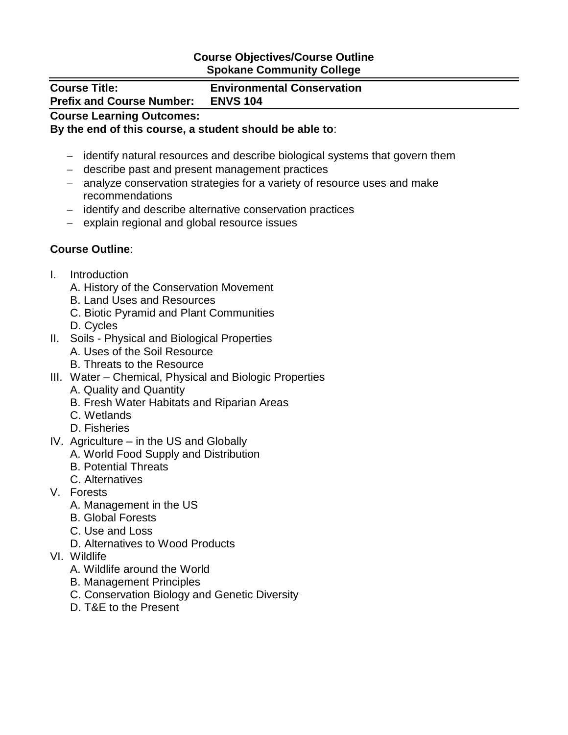**Course Objectives/Course Outline**
**Spokane Community College**

**Course Title:** **Environmental Conservation**
**Prefix and Course Number:** **ENVS 104**

**Course Learning Outcomes:**
**By the end of this course, a student should be able to**:

- identify natural resources and describe biological systems that govern them
- describe past and present management practices
- analyze conservation strategies for a variety of resource uses and make recommendations
- identify and describe alternative conservation practices
- explain regional and global resource issues

**Course Outline**:

I. Introduction
   A. History of the Conservation Movement
   B. Land Uses and Resources
   C. Biotic Pyramid and Plant Communities
   D. Cycles

II. Soils - Physical and Biological Properties
   A. Uses of the Soil Resource
   B. Threats to the Resource

III. Water – Chemical, Physical and Biologic Properties
   A. Quality and Quantity
   B. Fresh Water Habitats and Riparian Areas
   C. Wetlands
   D. Fisheries

IV. Agriculture – in the US and Globally
   A. World Food Supply and Distribution
   B. Potential Threats
   C. Alternatives

V. Forests
   A. Management in the US
   B. Global Forests
   C. Use and Loss
   D. Alternatives to Wood Products

VI. Wildlife
   A. Wildlife around the World
   B. Management Principles
   C. Conservation Biology and Genetic Diversity
   D. T&E to the Present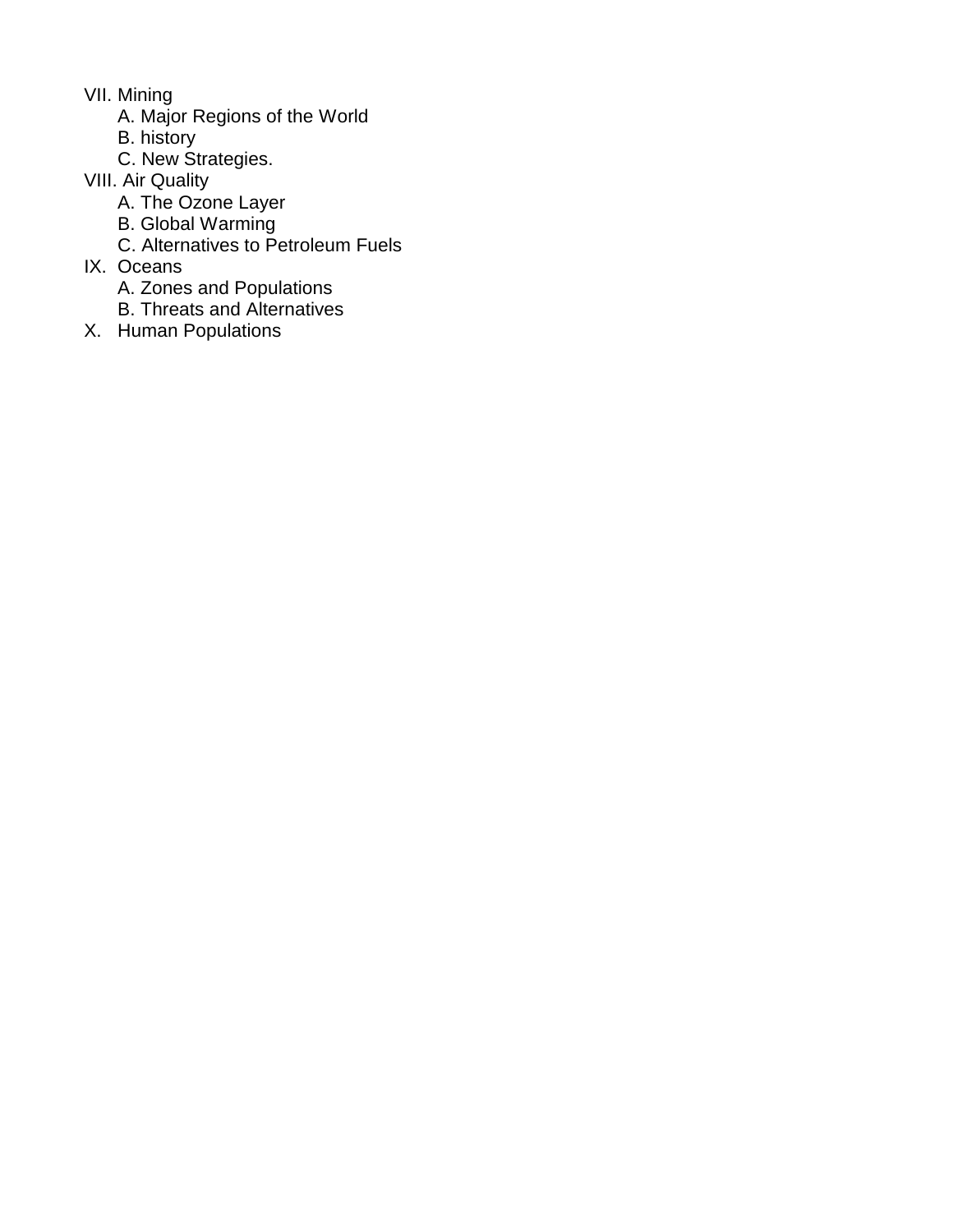VII. Mining
   A. Major Regions of the World
   B. history
   C. New Strategies.
VIII. Air Quality
   A. The Ozone Layer
   B. Global Warming
   C. Alternatives to Petroleum Fuels
IX. Oceans
   A. Zones and Populations
   B. Threats and Alternatives
X. Human Populations